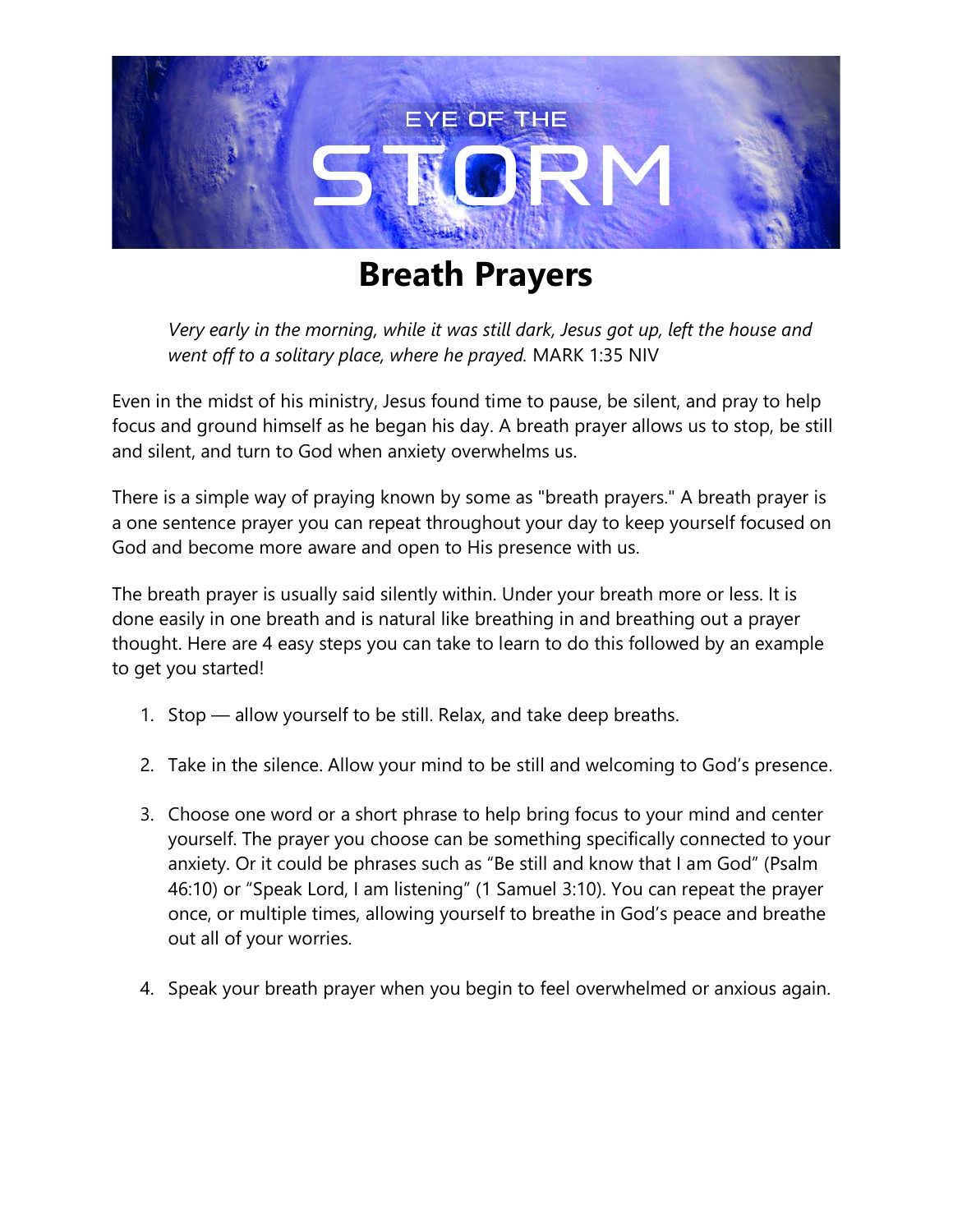EYE OF THE

STORM

# Breath Prayers

*Very early in the morning, while it was still dark, Jesus got up, left the house and went off to a solitary place, where he prayed.* MARK 1:35 NIV

Even in the midst of his ministry, Jesus found time to pause, be silent, and pray to help focus and ground himself as he began his day. A breath prayer allows us to stop, be still and silent, and turn to God when anxiety overwhelms us.

There is a simple way of praying known by some as "breath prayers." A breath prayer is a one sentence prayer you can repeat throughout your day to keep yourself focused on God and become more aware and open to His presence with us.

The breath prayer is usually said silently within. Under your breath more or less. It is done easily in one breath and is natural like breathing in and breathing out a prayer thought. Here are 4 easy steps you can take to learn to do this followed by an example to get you started!

1. Stop — allow yourself to be still. Relax, and take deep breaths.
2. Take in the silence. Allow your mind to be still and welcoming to God's presence.
3. Choose one word or a short phrase to help bring focus to your mind and center yourself. The prayer you choose can be something specifically connected to your anxiety. Or it could be phrases such as "Be still and know that I am God" (Psalm 46:10) or "Speak Lord, I am listening" (1 Samuel 3:10). You can repeat the prayer once, or multiple times, allowing yourself to breathe in God's peace and breathe out all of your worries.
4. Speak your breath prayer when you begin to feel overwhelmed or anxious again.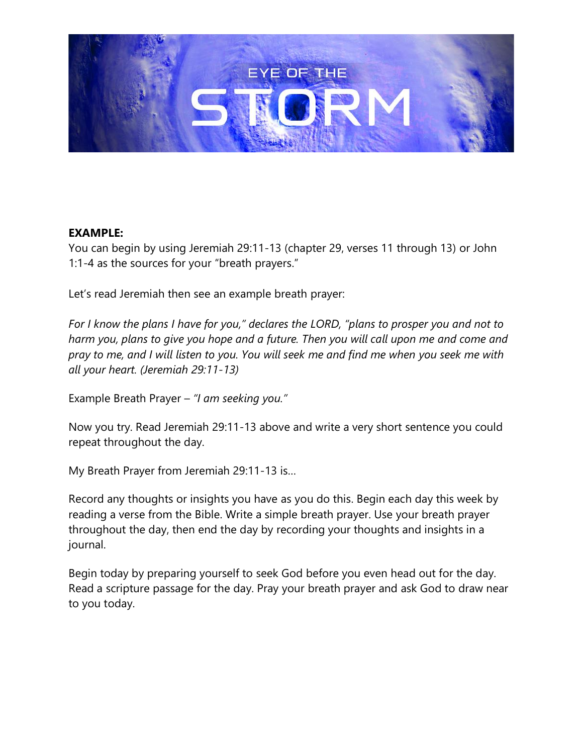**EXAMPLE:**

You can begin by using Jeremiah 29:11-13 (chapter 29, verses 11 through 13) or John 1:1-4 as the sources for your "breath prayers."

Let's read Jeremiah then see an example breath prayer:

*For I know the plans I have for you," declares the LORD, "plans to prosper you and not to harm you, plans to give you hope and a future. Then you will call upon me and come and pray to me, and I will listen to you. You will seek me and find me when you seek me with all your heart. (Jeremiah 29:11-13)*

Example Breath Prayer – *"I am seeking you."*

Now you try. Read Jeremiah 29:11-13 above and write a very short sentence you could repeat throughout the day.

My Breath Prayer from Jeremiah 29:11-13 is…

Record any thoughts or insights you have as you do this. Begin each day this week by reading a verse from the Bible. Write a simple breath prayer. Use your breath prayer throughout the day, then end the day by recording your thoughts and insights in a journal.

Begin today by preparing yourself to seek God before you even head out for the day. Read a scripture passage for the day. Pray your breath prayer and ask God to draw near to you today.